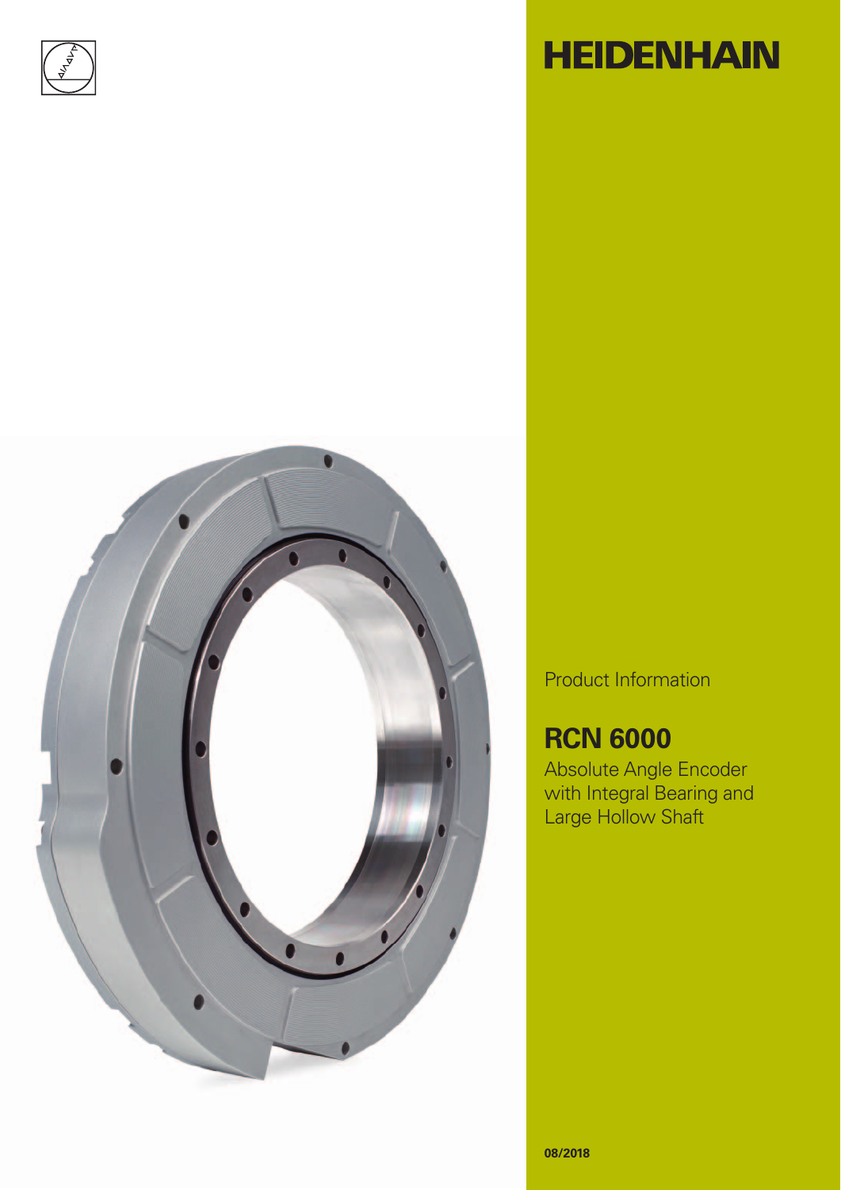HEIDENHAIN

Product Information

# RCN 6000

Absolute Angle Encoder
with Integral Bearing and
Large Hollow Shaft

08/2018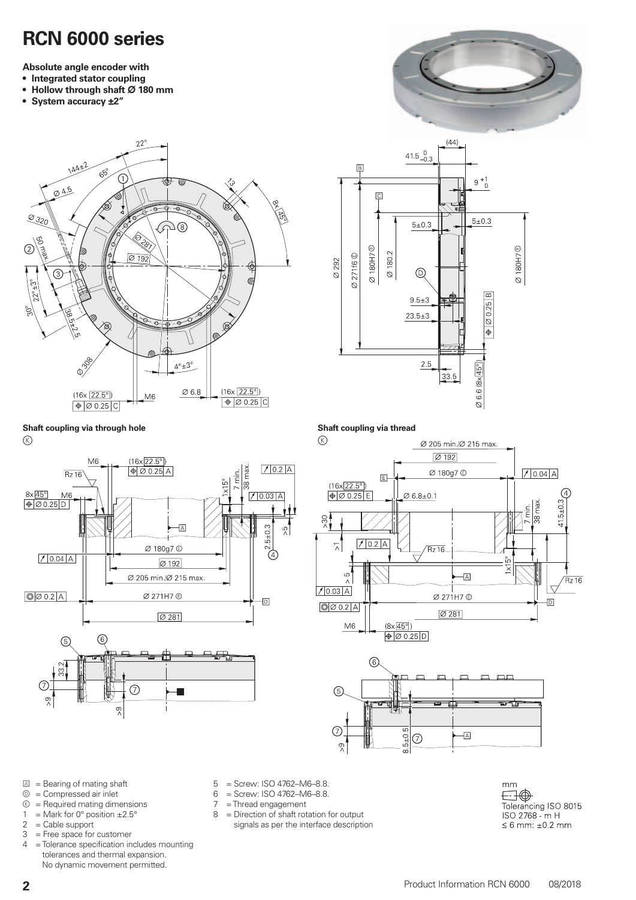# RCN 6000 series

**Absolute angle encoder with**

- **Integrated stator coupling**
- **Hollow through shaft Ø 180 mm**
- **System accuracy ±2"**

**Shaft coupling via through hole**

**Shaft coupling via thread**

Ⓐ = Bearing of mating shaft
Ⓒ = Compressed air inlet
Ⓚ = Required mating dimensions
1 = Mark for 0° position ±2.5°
2 = Cable support
3 = Free space for customer
4 = Tolerance specification includes mounting tolerances and thermal expansion. No dynamic movement permitted.
5 = Screw: ISO 4762–M6–8.8.
6 = Screw: ISO 4762–M6–8.8.
7 = Thread engagement
8 = Direction of shaft rotation for output signals as per the interface description

mm
Tolerancing ISO 8015
ISO 2768 - m H
≤ 6 mm: ±0.2 mm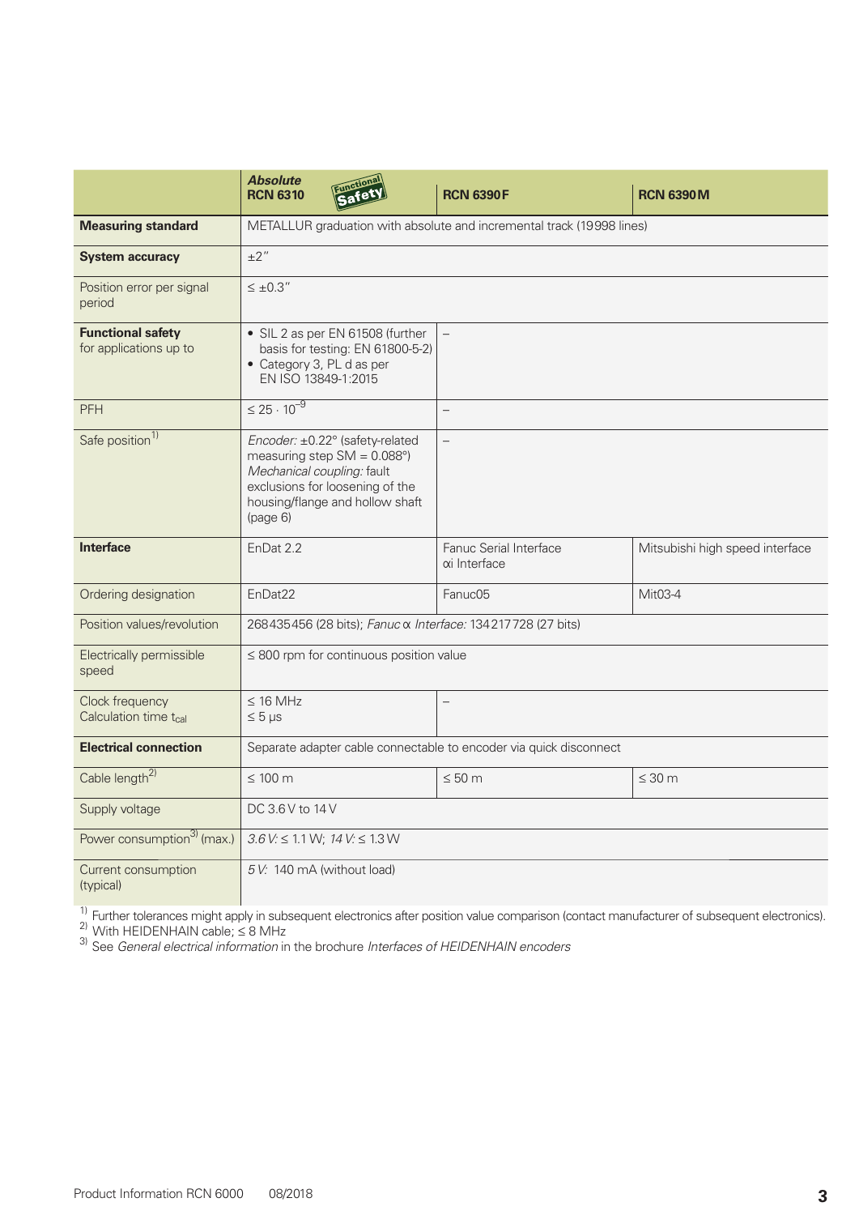| | *Absolute* **RCN 6310** Functional Safety | **RCN 6390 F** | **RCN 6390 M** |
|---|---|---|---|
| **Measuring standard** | METALLUR graduation with absolute and incremental track (19998 lines) | | |
| **System accuracy** | ±2" | | |
| Position error per signal period | ≤ ±0.3" | | |
| **Functional safety** for applications up to | • SIL 2 as per EN 61508 (further basis for testing: EN 61800-5-2) • Category 3, PL d as per EN ISO 13849-1:2015 | – | |
| PFH | $\leq 25 \cdot 10^{-9}$ | – | |
| Safe position[1] | *Encoder:* ±0.22° (safety-related measuring step SM = 0.088°) *Mechanical coupling:* fault exclusions for loosening of the housing/flange and hollow shaft (page 6) | – | |
| **Interface** | EnDat 2.2 | Fanuc Serial Interface αi Interface | Mitsubishi high speed interface |
| Ordering designation | EnDat22 | Fanuc05 | Mit03-4 |
| Position values/revolution | 268435456 (28 bits); *Fanuc α Interface:* 134217728 (27 bits) | | |
| Electrically permissible speed | ≤ 800 rpm for continuous position value | | |
| Clock frequency Calculation time $t_{cal}$ | ≤ 16 MHz ≤ 5 µs | – | |
| **Electrical connection** | Separate adapter cable connectable to encoder via quick disconnect | | |
| Cable length[2] | ≤ 100 m | ≤ 50 m | ≤ 30 m |
| Supply voltage | DC 3.6 V to 14 V | | |
| Power consumption[3] (max.) | *3.6 V:* ≤ 1.1 W; *14 V:* ≤ 1.3 W | | |
| Current consumption (typical) | *5 V:* 140 mA (without load) | | |

[1] Further tolerances might apply in subsequent electronics after position value comparison (contact manufacturer of subsequent electronics).
[2] With HEIDENHAIN cable; ≤ 8 MHz
[3] See *General electrical information* in the brochure *Interfaces of HEIDENHAIN encoders*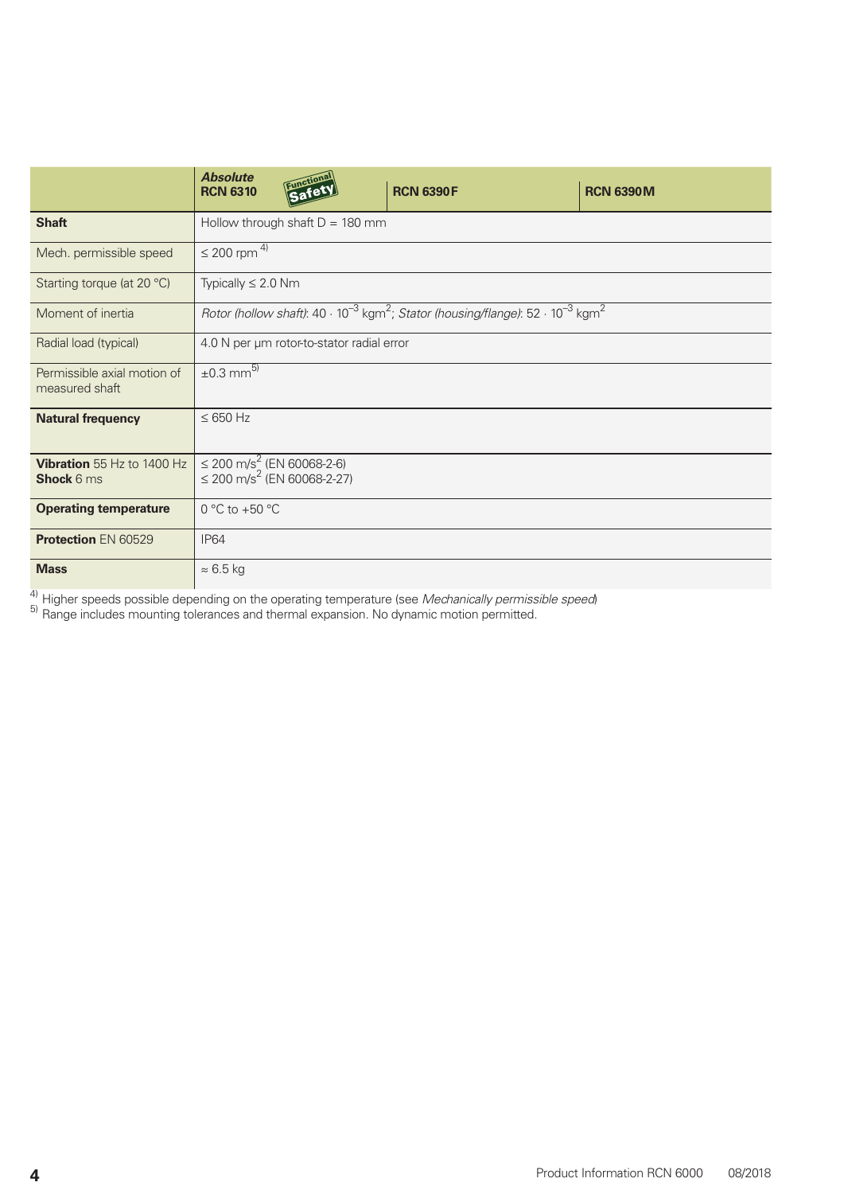| | *Absolute* **RCN 6310** Functional Safety | **RCN 6390F** | **RCN 6390M** |
|---|---|---|---|
| **Shaft** | Hollow through shaft D = 180 mm | | |
| Mech. permissible speed | ≤ 200 rpm [4] | | |
| Starting torque (at 20 °C) | Typically ≤ 2.0 Nm | | |
| Moment of inertia | *Rotor (hollow shaft)*: 40 · $10^{-3}$ $kgm^2$; *Stator (housing/flange)*: 52 · $10^{-3}$ $kgm^2$ | | |
| Radial load (typical) | 4.0 N per µm rotor-to-stator radial error | | |
| Permissible axial motion of measured shaft | ±0.3 mm [5] | | |
| **Natural frequency** | ≤ 650 Hz | | |
| **Vibration** 55 Hz to 1400 Hz **Shock** 6 ms | ≤ 200 $m/s^2$ (EN 60068-2-6) ≤ 200 $m/s^2$ (EN 60068-2-27) | | |
| **Operating temperature** | 0 °C to +50 °C | | |
| **Protection** EN 60529 | IP64 | | |
| **Mass** | ≈ 6.5 kg | | |

[4] Higher speeds possible depending on the operating temperature (see *Mechanically permissible speed*)
[5] Range includes mounting tolerances and thermal expansion. No dynamic motion permitted.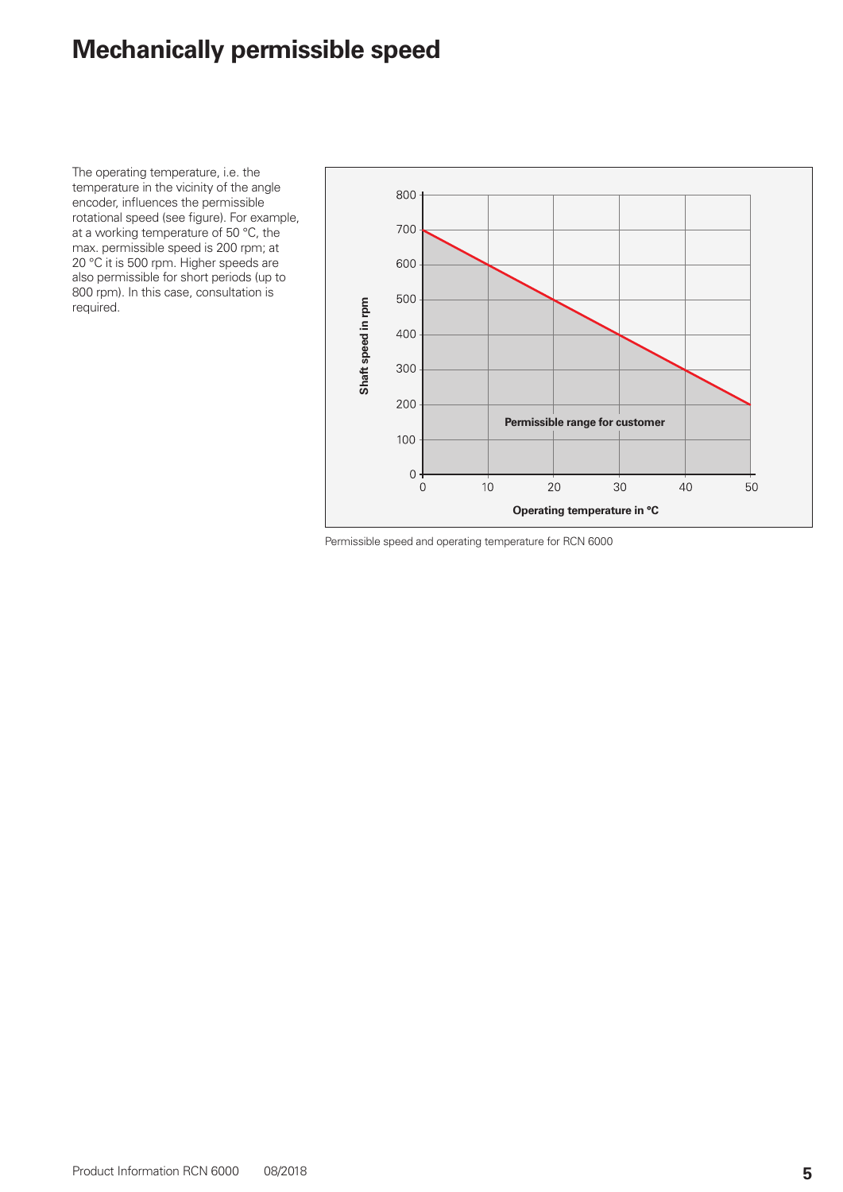# Mechanically permissible speed

The operating temperature, i.e. the temperature in the vicinity of the angle encoder, influences the permissible rotational speed (see figure). For example, at a working temperature of 50 °C, the max. permissible speed is 200 rpm; at 20 °C it is 500 rpm. Higher speeds are also permissible for short periods (up to 800 rpm). In this case, consultation is required.

Permissible speed and operating temperature for RCN 6000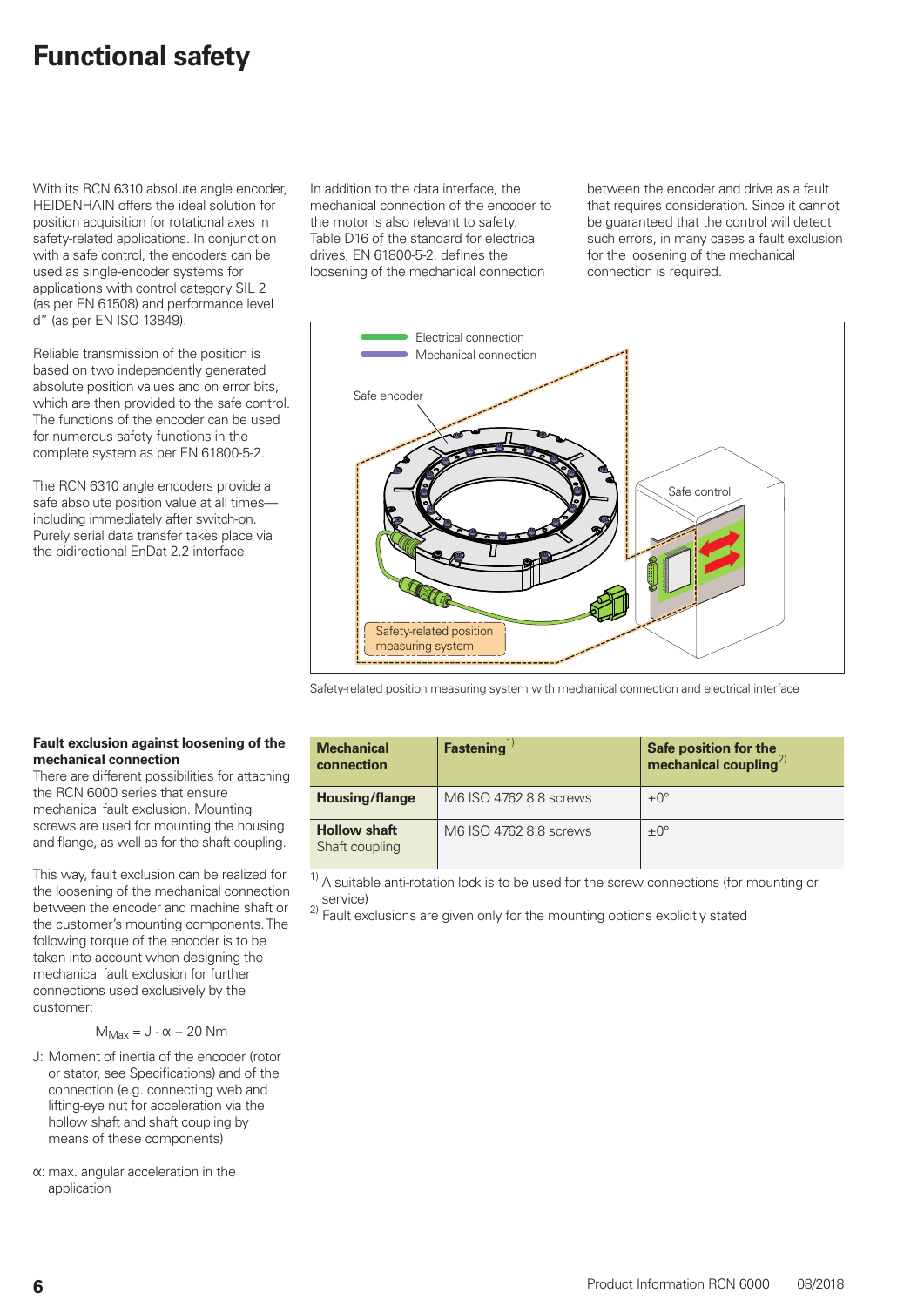# Functional safety

With its RCN 6310 absolute angle encoder, HEIDENHAIN offers the ideal solution for position acquisition for rotational axes in safety-related applications. In conjunction with a safe control, the encoders can be used as single-encoder systems for applications with control category SIL 2 (as per EN 61508) and performance level d" (as per EN ISO 13849).

Reliable transmission of the position is based on two independently generated absolute position values and on error bits, which are then provided to the safe control. The functions of the encoder can be used for numerous safety functions in the complete system as per EN 61800-5-2.

The RCN 6310 angle encoders provide a safe absolute position value at all times—including immediately after switch-on. Purely serial data transfer takes place via the bidirectional EnDat 2.2 interface.

In addition to the data interface, the mechanical connection of the encoder to the motor is also relevant to safety. Table D16 of the standard for electrical drives, EN 61800-5-2, defines the loosening of the mechanical connection between the encoder and drive as a fault that requires consideration. Since it cannot be guaranteed that the control will detect such errors, in many cases a fault exclusion for the loosening of the mechanical connection is required.

Safety-related position measuring system with mechanical connection and electrical interface

**Fault exclusion against loosening of the mechanical connection**

There are different possibilities for attaching the RCN 6000 series that ensure mechanical fault exclusion. Mounting screws are used for mounting the housing and flange, as well as for the shaft coupling.

This way, fault exclusion can be realized for the loosening of the mechanical connection between the encoder and machine shaft or the customer's mounting components. The following torque of the encoder is to be taken into account when designing the mechanical fault exclusion for further connections used exclusively by the customer:

$$M_{Max} = J \cdot \alpha + 20\ \text{Nm}$$

J: Moment of inertia of the encoder (rotor or stator, see Specifications) and of the connection (e.g. connecting web and lifting-eye nut for acceleration via the hollow shaft and shaft coupling by means of these components)

α: max. angular acceleration in the application

| Mechanical connection | Fastening[1] | Safe position for the mechanical coupling[2] |
|---|---|---|
| **Housing/flange** | M6 ISO 4762 8.8 screws | ±0° |
| **Hollow shaft** Shaft coupling | M6 ISO 4762 8.8 screws | ±0° |

[1] A suitable anti-rotation lock is to be used for the screw connections (for mounting or service)
[2] Fault exclusions are given only for the mounting options explicitly stated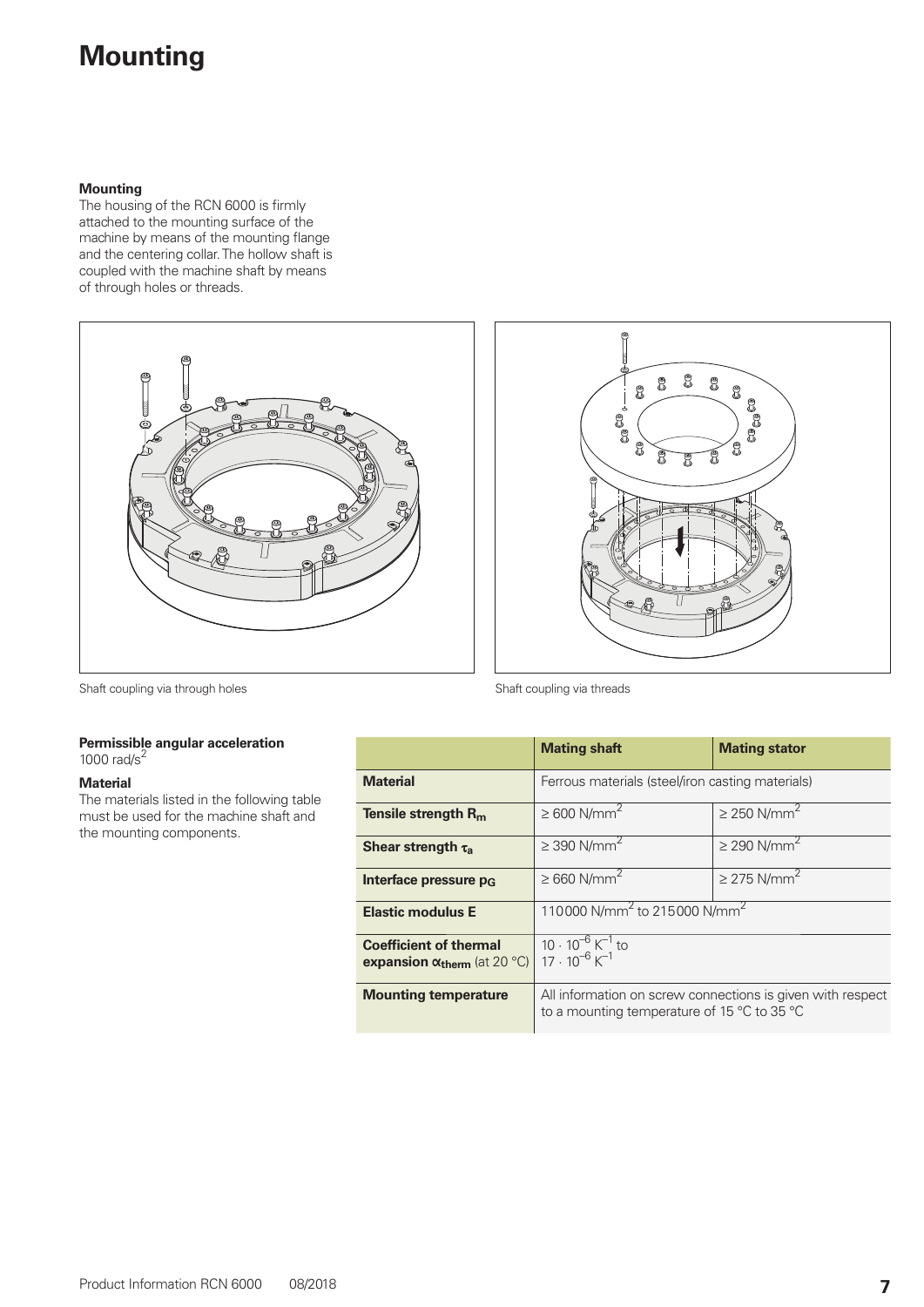# Mounting

**Mounting**
The housing of the RCN 6000 is firmly attached to the mounting surface of the machine by means of the mounting flange and the centering collar. The hollow shaft is coupled with the machine shaft by means of through holes or threads.

Shaft coupling via through holes

Shaft coupling via threads

**Permissible angular acceleration**
1000 rad/s$^2$

**Material**
The materials listed in the following table must be used for the machine shaft and the mounting components.

| | Mating shaft | Mating stator |
|---|---|---|
| **Material** | Ferrous materials (steel/iron casting materials) | |
| **Tensile strength $R_m$** | ≥ 600 N/mm$^2$ | ≥ 250 N/mm$^2$ |
| **Shear strength $\tau_a$** | ≥ 390 N/mm$^2$ | ≥ 290 N/mm$^2$ |
| **Interface pressure $p_G$** | ≥ 660 N/mm$^2$ | ≥ 275 N/mm$^2$ |
| **Elastic modulus E** | 110000 N/mm$^2$ to 215000 N/mm$^2$ | |
| **Coefficient of thermal expansion $\alpha_{therm}$** (at 20 °C) | $10 \cdot 10^{-6}$ K$^{-1}$ to $17 \cdot 10^{-6}$ K$^{-1}$ | |
| **Mounting temperature** | All information on screw connections is given with respect to a mounting temperature of 15 °C to 35 °C | |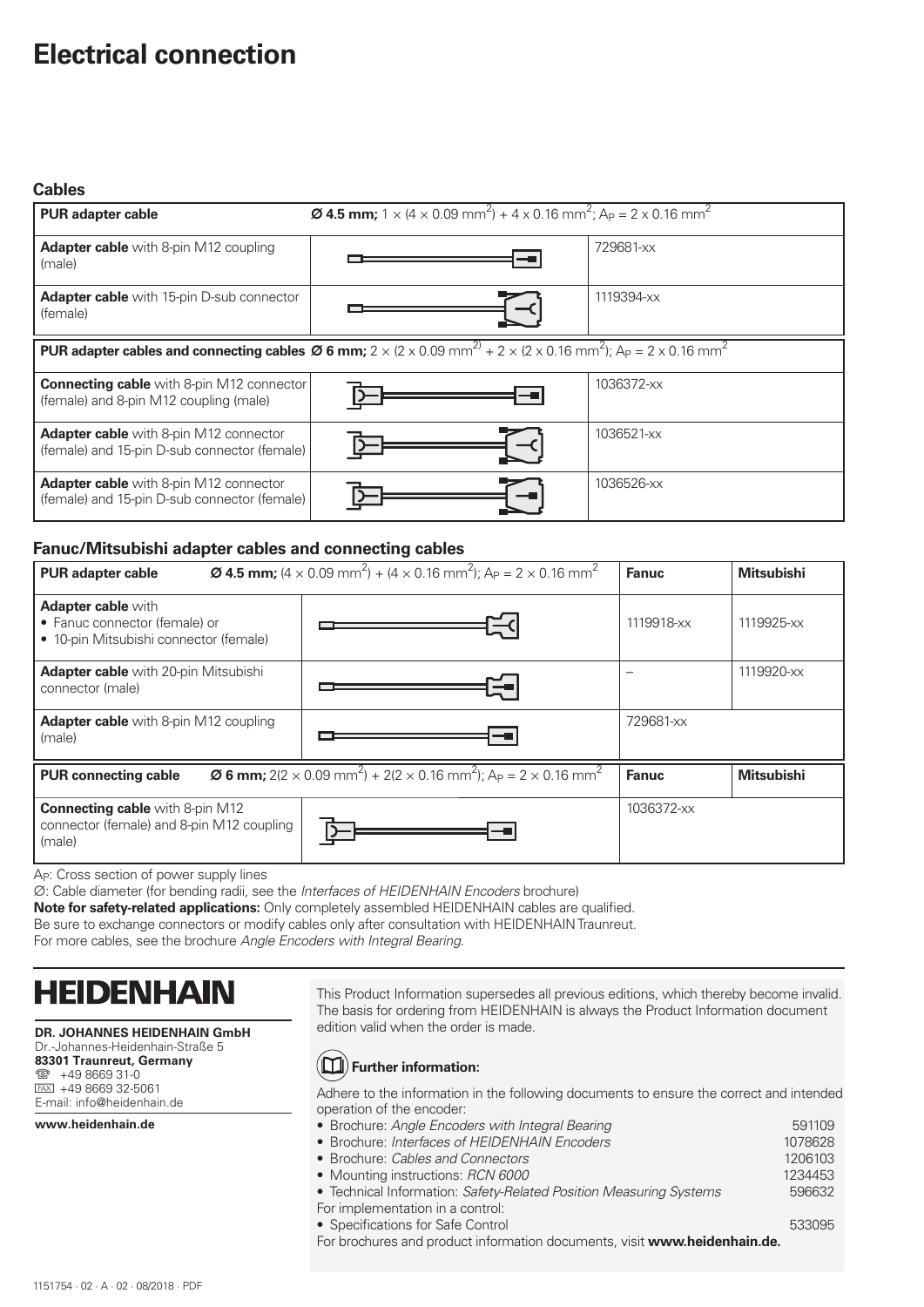# Electrical connection

### Cables

| PUR adapter cable | Ø 4.5 mm; $1 \times (4 \times 0.09\ mm^2) + 4 \times 0.16\ mm^2$; $A_P = 2 \times 0.16\ mm^2$ | |
|---|---|---|
| **Adapter cable** with 8-pin M12 coupling (male) | | 729681-xx |
| **Adapter cable** with 15-pin D-sub connector (female) | | 1119394-xx |
| **PUR adapter cables and connecting cables Ø 6 mm;** $2 \times (2 \times 0.09\ mm^2) + 2 \times (2 \times 0.16\ mm^2)$; $A_P = 2 \times 0.16\ mm^2$ | | |
| **Connecting cable** with 8-pin M12 connector (female) and 8-pin M12 coupling (male) | | 1036372-xx |
| **Adapter cable** with 8-pin M12 connector (female) and 15-pin D-sub connector (female) | | 1036521-xx |
| **Adapter cable** with 8-pin M12 connector (female) and 15-pin D-sub connector (female) | | 1036526-xx |

### Fanuc/Mitsubishi adapter cables and connecting cables

| PUR adapter cable | Ø 4.5 mm; $(4 \times 0.09\ mm^2) + (4 \times 0.16\ mm^2)$; $A_P = 2 \times 0.16\ mm^2$ | Fanuc | Mitsubishi |
|---|---|---|---|
| **Adapter cable** with<br>• Fanuc connector (female) or<br>• 10-pin Mitsubishi connector (female) | | 1119918-xx | 1119925-xx |
| **Adapter cable** with 20-pin Mitsubishi connector (male) | | – | 1119920-xx |
| **Adapter cable** with 8-pin M12 coupling (male) | | 729681-xx | |
| **PUR connecting cable** | **Ø 6 mm;** $2(2 \times 0.09\ mm^2) + 2(2 \times 0.16\ mm^2)$; $A_P = 2 \times 0.16\ mm^2$ | **Fanuc** | **Mitsubishi** |
| **Connecting cable** with 8-pin M12 connector (female) and 8-pin M12 coupling (male) | | 1036372-xx | |

$A_P$: Cross section of power supply lines
Ø: Cable diameter (for bending radii, see the *Interfaces of HEIDENHAIN Encoders* brochure)
**Note for safety-related applications:** Only completely assembled HEIDENHAIN cables are qualified.
Be sure to exchange connectors or modify cables only after consultation with HEIDENHAIN Traunreut.
For more cables, see the brochure *Angle Encoders with Integral Bearing*.

**HEIDENHAIN**

**DR. JOHANNES HEIDENHAIN GmbH**
Dr.-Johannes-Heidenhain-Straße 5
**83301 Traunreut, Germany**
☎ +49 8669 31-0
FAX +49 8669 32-5061
E-mail: info@heidenhain.de

**www.heidenhain.de**

This Product Information supersedes all previous editions, which thereby become invalid. The basis for ordering from HEIDENHAIN is always the Product Information document edition valid when the order is made.

**Further information:**

Adhere to the information in the following documents to ensure the correct and intended operation of the encoder:

- Brochure: *Angle Encoders with Integral Bearing* 591109
- Brochure: *Interfaces of HEIDENHAIN Encoders* 1078628
- Brochure: *Cables and Connectors* 1206103
- Mounting instructions: *RCN 6000* 1234453
- Technical Information: *Safety-Related Position Measuring Systems* 596632

For implementation in a control:

- Specifications for Safe Control 533095

For brochures and product information documents, visit **www.heidenhain.de.**

1151754 · 02 · A · 02 · 08/2018 · PDF